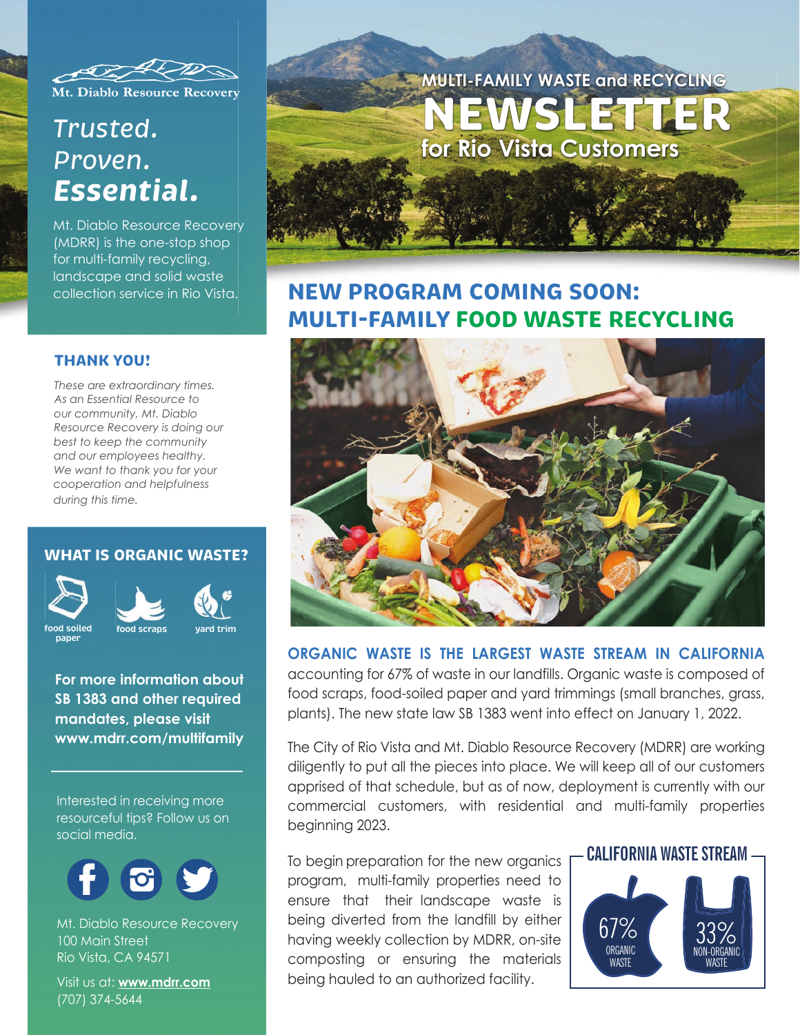# MULTI-FAMILY WASTE and RECYCLING NEWSLETTER for Rio Vista Customers

Mt. Diablo Resource Recovery

## Trusted. Proven. *Essential.*

Mt. Diablo Resource Recovery (MDRR) is the one-stop shop for multi-family recycling, landscape and solid waste collection service in Rio Vista.

### THANK YOU!

*These are extraordinary times. As an Essential Resource to our community, Mt. Diablo Resource Recovery is doing our best to keep the community and our employees healthy. We want to thank you for your cooperation and helpfulness during this time.*

### WHAT IS ORGANIC WASTE?

- food soiled paper
- food scraps
- yard trim

**For more information about SB 1383 and other required mandates, please visit www.mdrr.com/multifamily**

Interested in receiving more resourceful tips? Follow us on social media.

Mt. Diablo Resource Recovery
100 Main Street
Rio Vista, CA 94571

Visit us at: **www.mdrr.com**
(707) 374-5644

## NEW PROGRAM COMING SOON: MULTI-FAMILY FOOD WASTE RECYCLING

**ORGANIC WASTE IS THE LARGEST WASTE STREAM IN CALIFORNIA** accounting for 67% of waste in our landfills. Organic waste is composed of food scraps, food-soiled paper and yard trimmings (small branches, grass, plants). The new state law SB 1383 went into effect on January 1, 2022.

The City of Rio Vista and Mt. Diablo Resource Recovery (MDRR) are working diligently to put all the pieces into place. We will keep all of our customers apprised of that schedule, but as of now, deployment is currently with our commercial customers, with residential and multi-family properties beginning 2023.

To begin preparation for the new organics program, multi-family properties need to ensure that their landscape waste is being diverted from the landfill by either having weekly collection by MDRR, on-site composting or ensuring the materials being hauled to an authorized facility.

**CALIFORNIA WASTE STREAM**

- 67% ORGANIC WASTE
- 33% NON-ORGANIC WASTE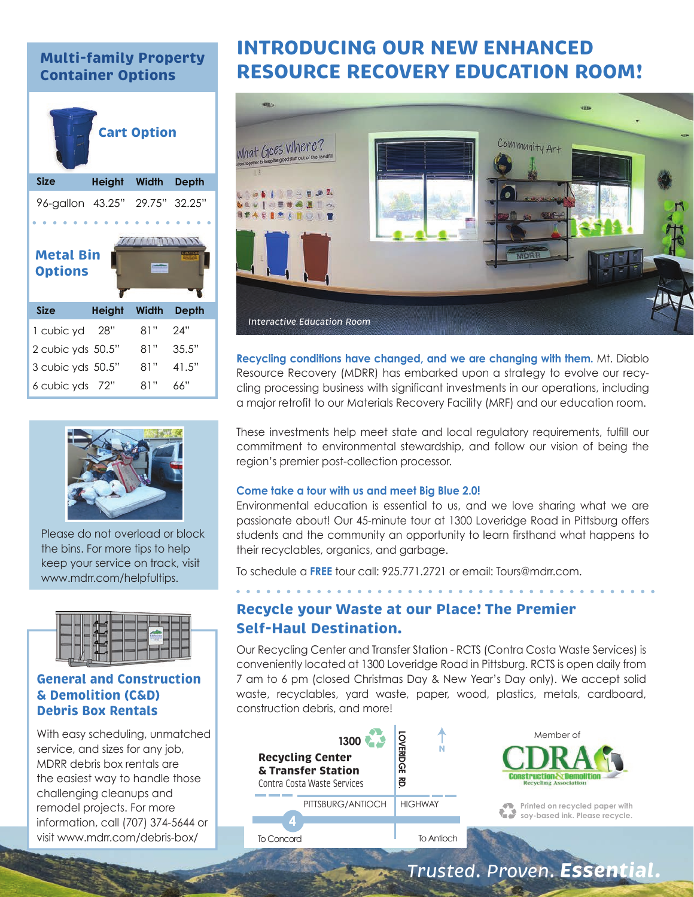## Multi-family Property Container Options

### Cart Option

| Size | Height | Width | Depth |
|---|---|---|---|
| 96-gallon | 43.25" | 29.75" | 32.25" |

### Metal Bin Options

| Size | Height | Width | Depth |
|---|---|---|---|
| 1 cubic yd | 28" | 81" | 24" |
| 2 cubic yds | 50.5" | 81" | 35.5" |
| 3 cubic yds | 50.5" | 81" | 41.5" |
| 6 cubic yds | 72" | 81" | 66" |

Please do not overload or block the bins. For more tips to help keep your service on track, visit www.mdrr.com/helpfultips.

### General and Construction & Demolition (C&D) Debris Box Rentals

With easy scheduling, unmatched service, and sizes for any job, MDRR debris box rentals are the easiest way to handle those challenging cleanups and remodel projects. For more information, call (707) 374-5644 or visit www.mdrr.com/debris-box/

# INTRODUCING OUR NEW ENHANCED RESOURCE RECOVERY EDUCATION ROOM!

What Goes Where?

Community Art

*Interactive Education Room*

**Recycling conditions have changed, and we are changing with them.** Mt. Diablo Resource Recovery (MDRR) has embarked upon a strategy to evolve our recycling processing business with significant investments in our operations, including a major retrofit to our Materials Recovery Facility (MRF) and our education room.

These investments help meet state and local regulatory requirements, fulfill our commitment to environmental stewardship, and follow our vision of being the region's premier post-collection processor.

**Come take a tour with us and meet Big Blue 2.0!**
Environmental education is essential to us, and we love sharing what we are passionate about! Our 45-minute tour at 1300 Loveridge Road in Pittsburg offers students and the community an opportunity to learn firsthand what happens to their recyclables, organics, and garbage.

To schedule a **FREE** tour call: 925.771.2721 or email: Tours@mdrr.com.

## Recycle your Waste at our Place! The Premier Self-Haul Destination.

Our Recycling Center and Transfer Station - RCTS (Contra Costa Waste Services) is conveniently located at 1300 Loveridge Road in Pittsburg. RCTS is open daily from 7 am to 6 pm (closed Christmas Day & New Year's Day only). We accept solid waste, recyclables, yard waste, paper, wood, plastics, metals, cardboard, construction debris, and more!

1300
**Recycling Center & Transfer Station**
Contra Costa Waste Services
LOVERIDGE RD.
N
PITTSBURG/ANTIOCH HIGHWAY
4
To Concord
To Antioch

Member of CDRA Construction & Demolition Recycling Association

Printed on recycled paper with soy-based ink. Please recycle.

*Trusted. Proven.* ***Essential.***